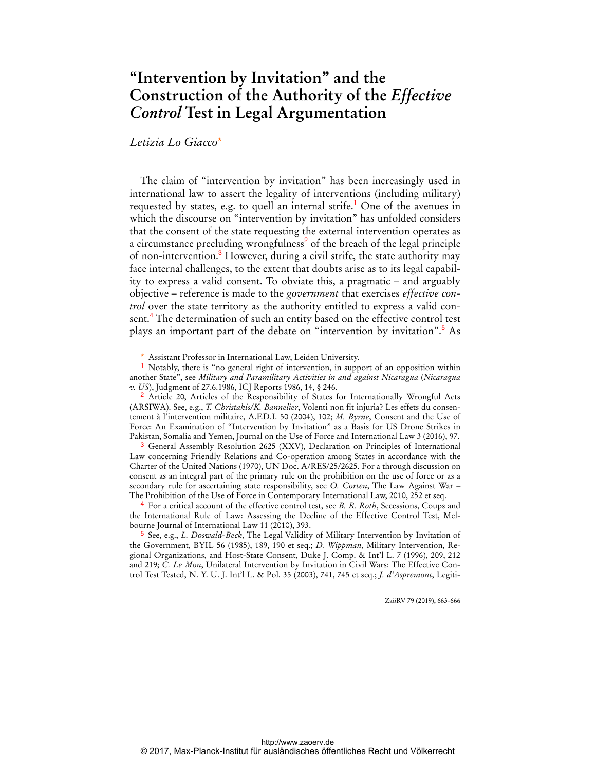# "Intervention by Invitation" and the Construction of the Authority of the *Effective Control* Test in Legal Argumentation

*Letizia Lo Giacco*[*]

The claim of "intervention by invitation" has been increasingly used in international law to assert the legality of interventions (including military) requested by states, e.g. to quell an internal strife.[1] One of the avenues in which the discourse on "intervention by invitation" has unfolded considers that the consent of the state requesting the external intervention operates as a circumstance precluding wrongfulness[2] of the breach of the legal principle of non-intervention.[3] However, during a civil strife, the state authority may face internal challenges, to the extent that doubts arise as to its legal capability to express a valid consent. To obviate this, a pragmatic – and arguably objective – reference is made to the *government* that exercises *effective control* over the state territory as the authority entitled to express a valid consent.[4] The determination of such an entity based on the effective control test plays an important part of the debate on "intervention by invitation".[5] As

---

[*] Assistant Professor in International Law, Leiden University.

[1] Notably, there is "no general right of intervention, in support of an opposition within another State", see *Military and Paramilitary Activities in and against Nicaragua* (*Nicaragua v. US*), Judgment of 27.6.1986, ICJ Reports 1986, 14, § 246.

[2] Article 20, Articles of the Responsibility of States for Internationally Wrongful Acts (ARSIWA). See, e.g., *T. Christakis/K. Bannelier*, Volenti non fit injuria? Les effets du consentement à l'intervention militaire, A.F.D.I. 50 (2004), 102; *M. Byrne*, Consent and the Use of Force: An Examination of "Intervention by Invitation" as a Basis for US Drone Strikes in Pakistan, Somalia and Yemen, Journal on the Use of Force and International Law 3 (2016), 97.

[3] General Assembly Resolution 2625 (XXV), Declaration on Principles of International Law concerning Friendly Relations and Co-operation among States in accordance with the Charter of the United Nations (1970), UN Doc. A/RES/25/2625. For a through discussion on consent as an integral part of the primary rule on the prohibition on the use of force or as a secondary rule for ascertaining state responsibility, see *O. Corten*, The Law Against War – The Prohibition of the Use of Force in Contemporary International Law, 2010, 252 et seq.

[4] For a critical account of the effective control test, see *B. R. Roth*, Secessions, Coups and the International Rule of Law: Assessing the Decline of the Effective Control Test, Melbourne Journal of International Law 11 (2010), 393.

[5] See, e.g., *L. Doswald-Beck*, The Legal Validity of Military Intervention by Invitation of the Government, BYIL 56 (1985), 189, 190 et seq.; *D. Wippman*, Military Intervention, Regional Organizations, and Host-State Consent, Duke J. Comp. & Int'l L. 7 (1996), 209, 212 and 219; *C. Le Mon*, Unilateral Intervention by Invitation in Civil Wars: The Effective Control Test Tested, N. Y. U. J. Int'l L. & Pol. 35 (2003), 741, 745 et seq.; *J. d'Aspremont*, Legiti-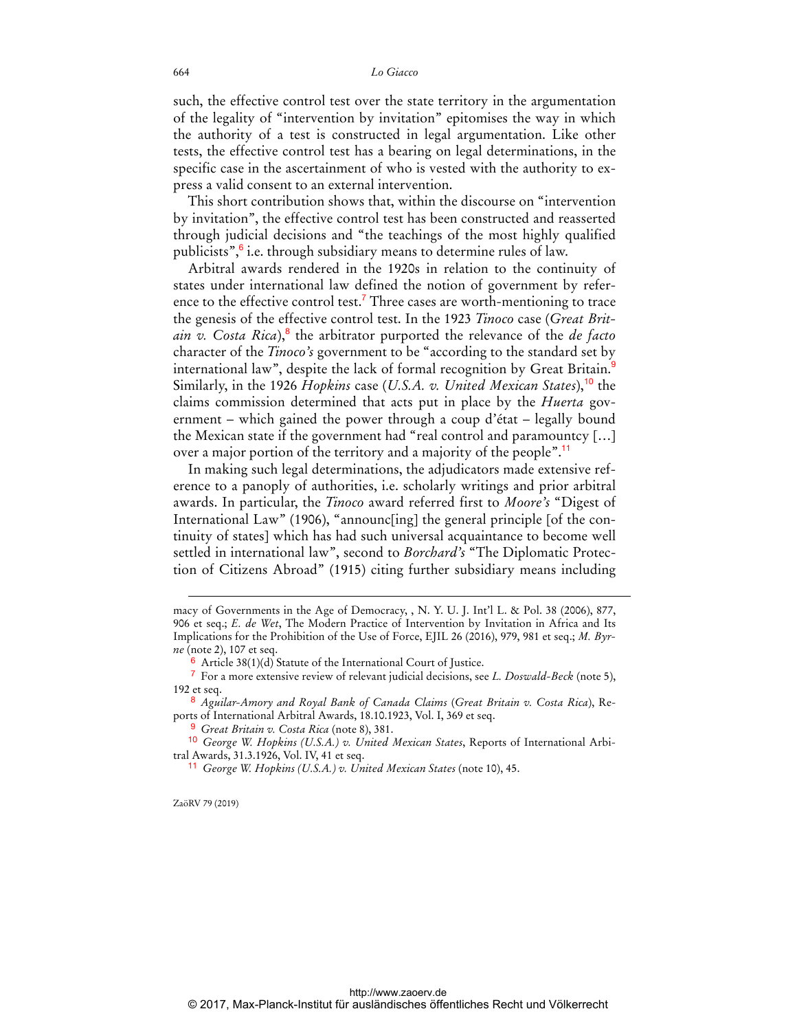such, the effective control test over the state territory in the argumentation of the legality of "intervention by invitation" epitomises the way in which the authority of a test is constructed in legal argumentation. Like other tests, the effective control test has a bearing on legal determinations, in the specific case in the ascertainment of who is vested with the authority to express a valid consent to an external intervention.

This short contribution shows that, within the discourse on "intervention by invitation", the effective control test has been constructed and reasserted through judicial decisions and "the teachings of the most highly qualified publicists",[6] i.e. through subsidiary means to determine rules of law.

Arbitral awards rendered in the 1920s in relation to the continuity of states under international law defined the notion of government by reference to the effective control test.[7] Three cases are worth-mentioning to trace the genesis of the effective control test. In the 1923 *Tinoco* case (*Great Britain v. Costa Rica*),[8] the arbitrator purported the relevance of the *de facto* character of the *Tinoco's* government to be "according to the standard set by international law", despite the lack of formal recognition by Great Britain.[9] Similarly, in the 1926 *Hopkins* case (*U.S.A. v. United Mexican States*),[10] the claims commission determined that acts put in place by the *Huerta* government – which gained the power through a coup d'état – legally bound the Mexican state if the government had "real control and paramountcy […] over a major portion of the territory and a majority of the people".[11]

In making such legal determinations, the adjudicators made extensive reference to a panoply of authorities, i.e. scholarly writings and prior arbitral awards. In particular, the *Tinoco* award referred first to *Moore's* "Digest of International Law" (1906), "announc[ing] the general principle [of the continuity of states] which has had such universal acquaintance to become well settled in international law", second to *Borchard's* "The Diplomatic Protection of Citizens Abroad" (1915) citing further subsidiary means including

---

macy of Governments in the Age of Democracy, , N. Y. U. J. Int'l L. & Pol. 38 (2006), 877, 906 et seq.; *E. de Wet*, The Modern Practice of Intervention by Invitation in Africa and Its Implications for the Prohibition of the Use of Force, EJIL 26 (2016), 979, 981 et seq.; *M. Byrne* (note 2), 107 et seq.

[6] Article 38(1)(d) Statute of the International Court of Justice.

[7] For a more extensive review of relevant judicial decisions, see *L. Doswald-Beck* (note 5), 192 et seq.

[8] *Aguilar-Amory and Royal Bank of Canada Claims* (*Great Britain v. Costa Rica*), Reports of International Arbitral Awards, 18.10.1923, Vol. I, 369 et seq.

[9] *Great Britain v. Costa Rica* (note 8), 381.

[10] *George W. Hopkins (U.S.A.) v. United Mexican States*, Reports of International Arbitral Awards, 31.3.1926, Vol. IV, 41 et seq.

[11] *George W. Hopkins (U.S.A.) v. United Mexican States* (note 10), 45.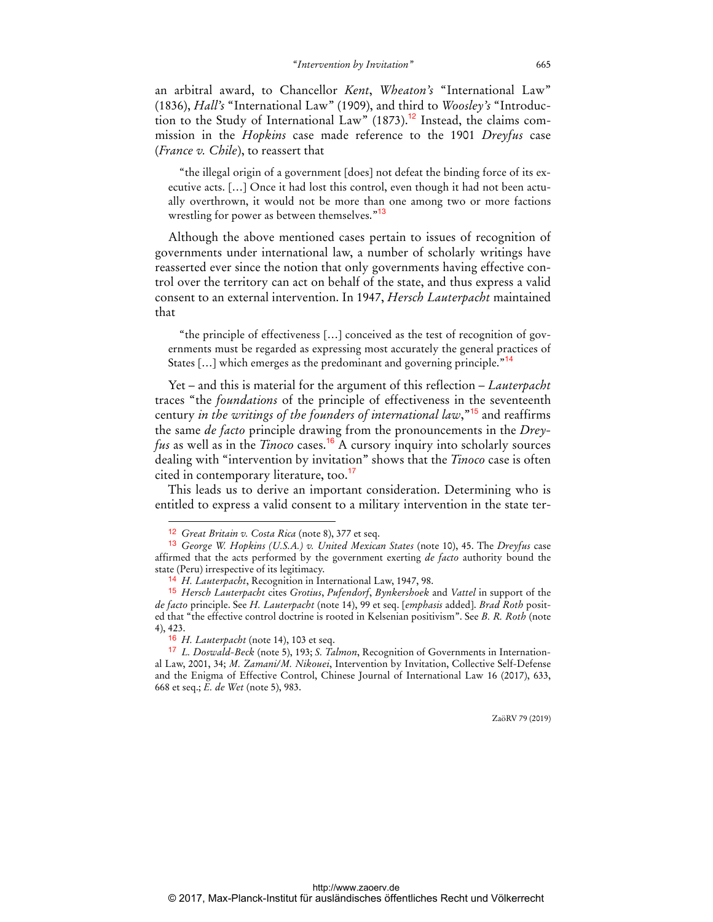an arbitral award, to Chancellor *Kent*, *Wheaton's* "International Law" (1836), *Hall's* "International Law" (1909), and third to *Woosley's* "Introduction to the Study of International Law" (1873).[12] Instead, the claims commission in the *Hopkins* case made reference to the 1901 *Dreyfus* case (*France v. Chile*), to reassert that

> "the illegal origin of a government [does] not defeat the binding force of its executive acts. [...] Once it had lost this control, even though it had not been actually overthrown, it would not be more than one among two or more factions wrestling for power as between themselves."[13]

Although the above mentioned cases pertain to issues of recognition of governments under international law, a number of scholarly writings have reasserted ever since the notion that only governments having effective control over the territory can act on behalf of the state, and thus express a valid consent to an external intervention. In 1947, *Hersch Lauterpacht* maintained that

> "the principle of effectiveness [...] conceived as the test of recognition of governments must be regarded as expressing most accurately the general practices of States [...] which emerges as the predominant and governing principle."[14]

Yet – and this is material for the argument of this reflection – *Lauterpacht* traces "the *foundations* of the principle of effectiveness in the seventeenth century *in the writings of the founders of international law*,"[15] and reaffirms the same *de facto* principle drawing from the pronouncements in the *Dreyfus* as well as in the *Tinoco* cases.[16] A cursory inquiry into scholarly sources dealing with "intervention by invitation" shows that the *Tinoco* case is often cited in contemporary literature, too.[17]

This leads us to derive an important consideration. Determining who is entitled to express a valid consent to a military intervention in the state ter-

---

[12] *Great Britain v. Costa Rica* (note 8), 377 et seq.

[13] *George W. Hopkins (U.S.A.) v. United Mexican States* (note 10), 45. The *Dreyfus* case affirmed that the acts performed by the government exerting *de facto* authority bound the state (Peru) irrespective of its legitimacy.

[14] *H. Lauterpacht*, Recognition in International Law, 1947, 98.

[15] *Hersch Lauterpacht* cites *Grotius*, *Pufendorf*, *Bynkershoek* and *Vattel* in support of the *de facto* principle. See *H. Lauterpacht* (note 14), 99 et seq. [*emphasis* added]. *Brad Roth* posited that "the effective control doctrine is rooted in Kelsenian positivism". See *B. R. Roth* (note 4), 423.

[16] *H. Lauterpacht* (note 14), 103 et seq.

[17] *L. Doswald-Beck* (note 5), 193; *S. Talmon*, Recognition of Governments in International Law, 2001, 34; *M. Zamani/M. Nikouei*, Intervention by Invitation, Collective Self-Defense and the Enigma of Effective Control, Chinese Journal of International Law 16 (2017), 633, 668 et seq.; *E. de Wet* (note 5), 983.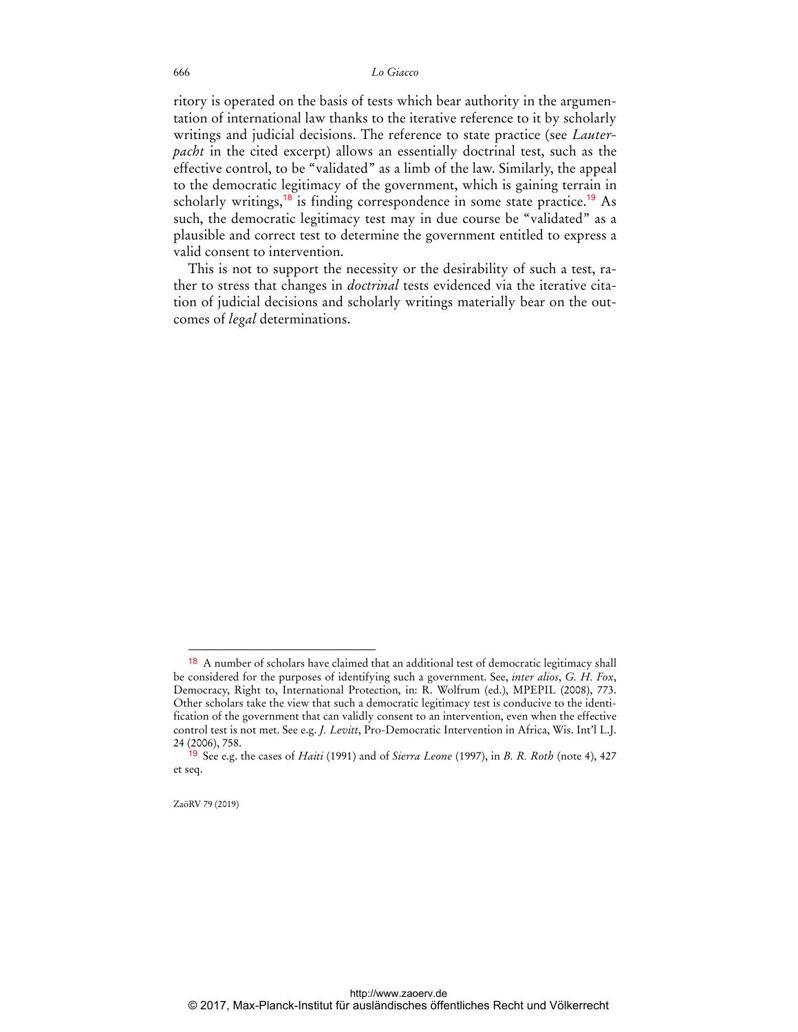ritory is operated on the basis of tests which bear authority in the argumentation of international law thanks to the iterative reference to it by scholarly writings and judicial decisions. The reference to state practice (see *Lauterpacht* in the cited excerpt) allows an essentially doctrinal test, such as the effective control, to be "validated" as a limb of the law. Similarly, the appeal to the democratic legitimacy of the government, which is gaining terrain in scholarly writings,[18] is finding correspondence in some state practice.[19] As such, the democratic legitimacy test may in due course be "validated" as a plausible and correct test to determine the government entitled to express a valid consent to intervention.

This is not to support the necessity or the desirability of such a test, rather to stress that changes in *doctrinal* tests evidenced via the iterative citation of judicial decisions and scholarly writings materially bear on the outcomes of *legal* determinations.

---

[18] A number of scholars have claimed that an additional test of democratic legitimacy shall be considered for the purposes of identifying such a government. See, *inter alios*, *G. H. Fox*, Democracy, Right to, International Protection, in: R. Wolfrum (ed.), MPEPIL (2008), 773. Other scholars take the view that such a democratic legitimacy test is conducive to the identification of the government that can validly consent to an intervention, even when the effective control test is not met. See e.g. *J. Levitt*, Pro-Democratic Intervention in Africa, Wis. Int'l L.J. 24 (2006), 758.

[19] See e.g. the cases of *Haiti* (1991) and of *Sierra Leone* (1997), in *B. R. Roth* (note 4), 427 et seq.